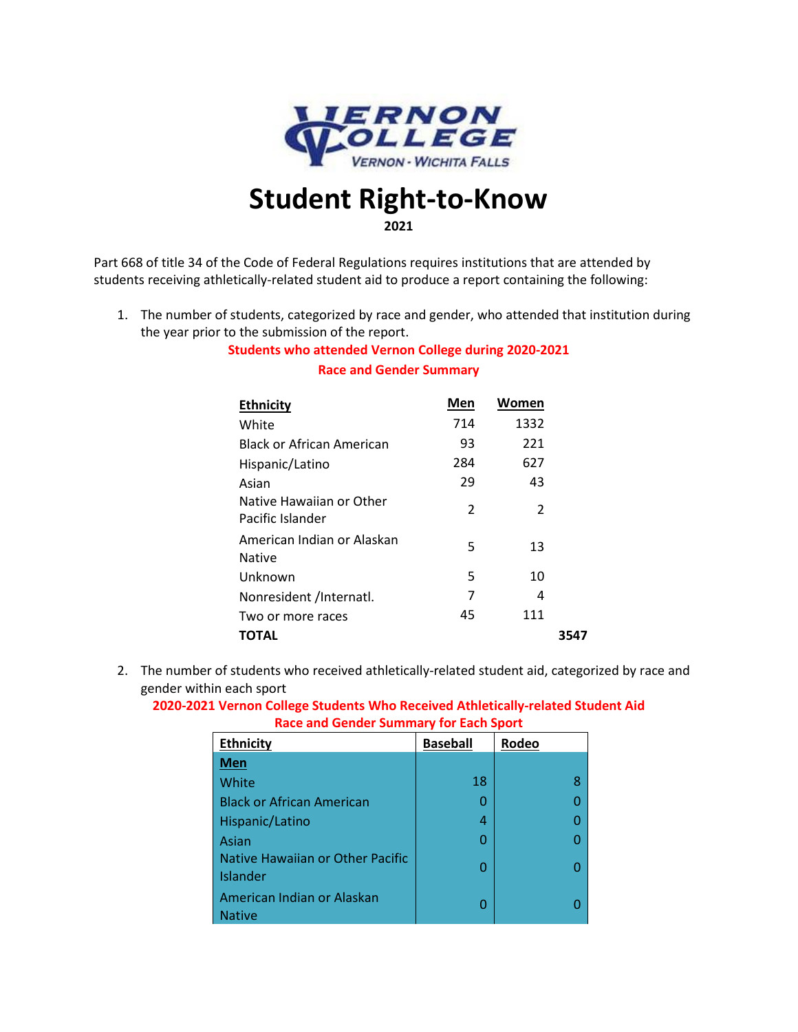# Student Right-to-Know

**2021**

Part 668 of title 34 of the Code of Federal Regulations requires institutions that are attended by students receiving athletically-related student aid to produce a report containing the following:

1. The number of students, categorized by race and gender, who attended that institution during the year prior to the submission of the report.

**Students who attended Vernon College during 2020-2021**

**Race and Gender Summary**

| Ethnicity | Men | Women | |
|---|---|---|---|
| White | 714 | 1332 | |
| Black or African American | 93 | 221 | |
| Hispanic/Latino | 284 | 627 | |
| Asian | 29 | 43 | |
| Native Hawaiian or Other Pacific Islander | 2 | 2 | |
| American Indian or Alaskan Native | 5 | 13 | |
| Unknown | 5 | 10 | |
| Nonresident /Internatl. | 7 | 4 | |
| Two or more races | 45 | 111 | |
| **TOTAL** | | | **3547** |

2. The number of students who received athletically-related student aid, categorized by race and gender within each sport

**2020-2021 Vernon College Students Who Received Athletically-related Student Aid**

**Race and Gender Summary for Each Sport**

| Ethnicity | Baseball | Rodeo |
|---|---|---|
| **Men** | | |
| White | 18 | 8 |
| Black or African American | 0 | 0 |
| Hispanic/Latino | 4 | 0 |
| Asian | 0 | 0 |
| Native Hawaiian or Other Pacific Islander | 0 | 0 |
| American Indian or Alaskan Native | 0 | 0 |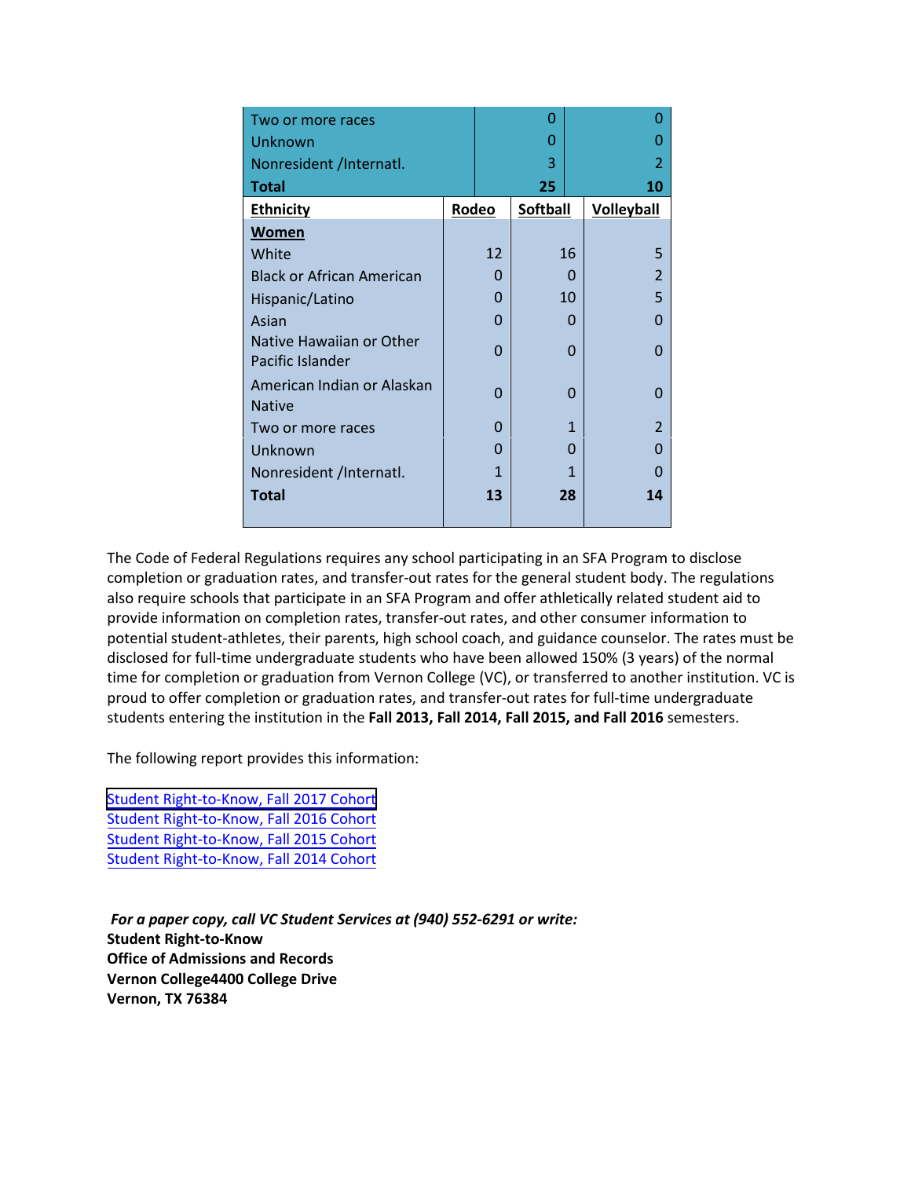| | | |
|---|---|---|
| Two or more races | 0 | 0 |
| Unknown | 0 | 0 |
| Nonresident /Internatl. | 3 | 2 |
| **Total** | **25** | **10** |

| Ethnicity | Rodeo | Softball | Volleyball |
|---|---|---|---|
| **Women** | | | |
| White | 12 | 16 | 5 |
| Black or African American | 0 | 0 | 2 |
| Hispanic/Latino | 0 | 10 | 5 |
| Asian | 0 | 0 | 0 |
| Native Hawaiian or Other Pacific Islander | 0 | 0 | 0 |
| American Indian or Alaskan Native | 0 | 0 | 0 |
| Two or more races | 0 | 1 | 2 |
| Unknown | 0 | 0 | 0 |
| Nonresident /Internatl. | 1 | 1 | 0 |
| **Total** | **13** | **28** | **14** |

The Code of Federal Regulations requires any school participating in an SFA Program to disclose completion or graduation rates, and transfer-out rates for the general student body. The regulations also require schools that participate in an SFA Program and offer athletically related student aid to provide information on completion rates, transfer-out rates, and other consumer information to potential student-athletes, their parents, high school coach, and guidance counselor. The rates must be disclosed for full-time undergraduate students who have been allowed 150% (3 years) of the normal time for completion or graduation from Vernon College (VC), or transferred to another institution. VC is proud to offer completion or graduation rates, and transfer-out rates for full-time undergraduate students entering the institution in the **Fall 2013, Fall 2014, Fall 2015, and Fall 2016** semesters.

The following report provides this information:

Student Right-to-Know, Fall 2017 Cohort
Student Right-to-Know, Fall 2016 Cohort
Student Right-to-Know, Fall 2015 Cohort
Student Right-to-Know, Fall 2014 Cohort

***For a paper copy, call VC Student Services at (940) 552-6291 or write:***
**Student Right-to-Know**
**Office of Admissions and Records**
**Vernon College4400 College Drive**
**Vernon, TX 76384**